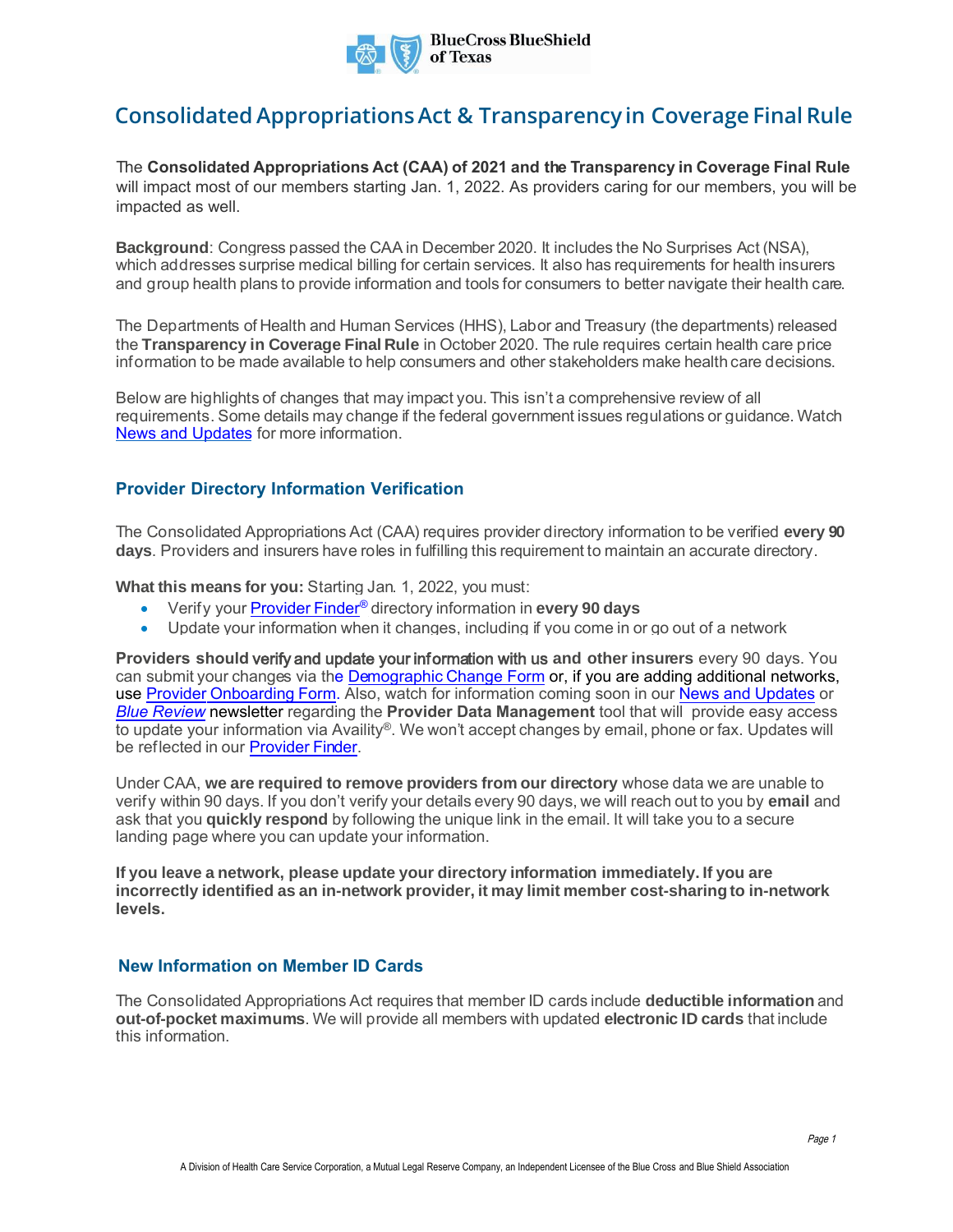# Consolidated Appropriations Act & Transparency in Coverage Final Rule

The **Consolidated Appropriations Act (CAA) of 2021 and the Transparency in Coverage Final Rule** will impact most of our members starting Jan. 1, 2022. As providers caring for our members, you will be impacted as well.

**Background**: Congress passed the CAA in December 2020. It includes the No Surprises Act (NSA), which addresses surprise medical billing for certain services. It also has requirements for health insurers and group health plans to provide information and tools for consumers to better navigate their health care.

The Departments of Health and Human Services (HHS), Labor and Treasury (the departments) released the **Transparency in Coverage Final Rule** in October 2020. The rule requires certain health care price information to be made available to help consumers and other stakeholders make health care decisions.

Below are highlights of changes that may impact you. This isn't a comprehensive review of all requirements. Some details may change if the federal government issues regulations or guidance. Watch News and Updates for more information.

## Provider Directory Information Verification

The Consolidated Appropriations Act (CAA) requires provider directory information to be verified **every 90 days**. Providers and insurers have roles in fulfilling this requirement to maintain an accurate directory.

**What this means for you:** Starting Jan. 1, 2022, you must:

- Verify your Provider Finder® directory information in **every 90 days**
- Update your information when it changes, including if you come in or go out of a network

**Providers should verify and update your information with us and other insurers** every 90 days. You can submit your changes via the Demographic Change Form or, if you are adding additional networks, use Provider Onboarding Form. Also, watch for information coming soon in our News and Updates or *Blue Review* newsletter regarding the **Provider Data Management** tool that will provide easy access to update your information via Availity®. We won't accept changes by email, phone or fax. Updates will be reflected in our Provider Finder.

Under CAA, **we are required to remove providers from our directory** whose data we are unable to verify within 90 days. If you don't verify your details every 90 days, we will reach out to you by **email** and ask that you **quickly respond** by following the unique link in the email. It will take you to a secure landing page where you can update your information.

**If you leave a network, please update your directory information immediately. If you are incorrectly identified as an in-network provider, it may limit member cost-sharing to in-network levels.**

## New Information on Member ID Cards

The Consolidated Appropriations Act requires that member ID cards include **deductible information** and **out-of-pocket maximums**. We will provide all members with updated **electronic ID cards** that include this information.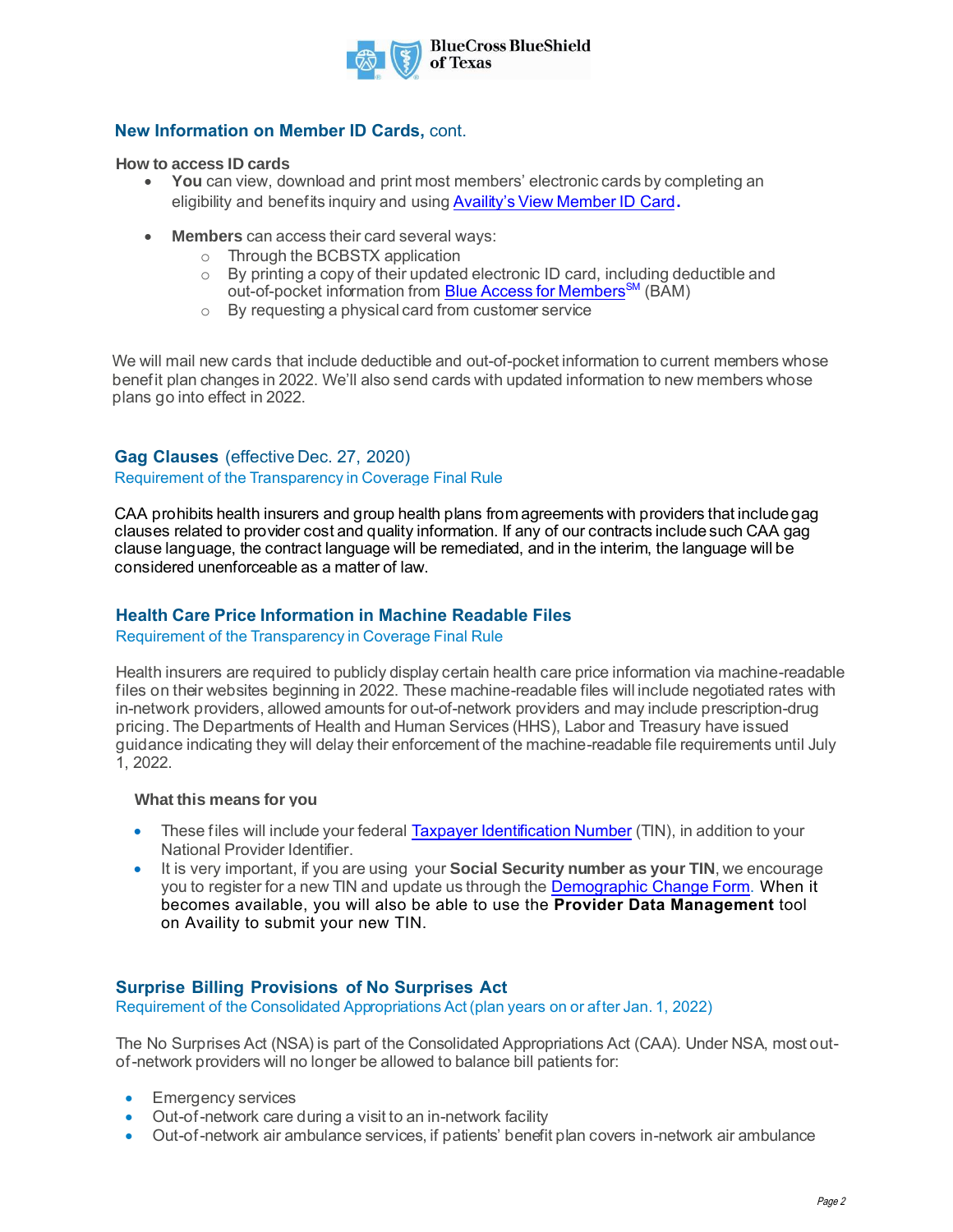## New Information on Member ID Cards, cont.

**How to access ID cards**

- **You** can view, download and print most members' electronic cards by completing an eligibility and benefits inquiry and using Availity's View Member ID Card.
- **Members** can access their card several ways:
  - Through the BCBSTX application
  - By printing a copy of their updated electronic ID card, including deductible and out-of-pocket information from Blue Access for Members[SM] (BAM)
  - By requesting a physical card from customer service

We will mail new cards that include deductible and out-of-pocket information to current members whose benefit plan changes in 2022. We'll also send cards with updated information to new members whose plans go into effect in 2022.

## Gag Clauses (effective Dec. 27, 2020)

Requirement of the Transparency in Coverage Final Rule

CAA prohibits health insurers and group health plans from agreements with providers that include gag clauses related to provider cost and quality information. If any of our contracts include such CAA gag clause language, the contract language will be remediated, and in the interim, the language will be considered unenforceable as a matter of law.

## Health Care Price Information in Machine Readable Files

Requirement of the Transparency in Coverage Final Rule

Health insurers are required to publicly display certain health care price information via machine-readable files on their websites beginning in 2022. These machine-readable files will include negotiated rates with in-network providers, allowed amounts for out-of-network providers and may include prescription-drug pricing. The Departments of Health and Human Services (HHS), Labor and Treasury have issued guidance indicating they will delay their enforcement of the machine-readable file requirements until July 1, 2022.

**What this means for you**

- These files will include your federal Taxpayer Identification Number (TIN), in addition to your National Provider Identifier.
- It is very important, if you are using your **Social Security number as your TIN**, we encourage you to register for a new TIN and update us through the Demographic Change Form. When it becomes available, you will also be able to use the **Provider Data Management** tool on Availity to submit your new TIN.

## Surprise Billing Provisions of No Surprises Act

Requirement of the Consolidated Appropriations Act (plan years on or after Jan. 1, 2022)

The No Surprises Act (NSA) is part of the Consolidated Appropriations Act (CAA). Under NSA, most out-of-network providers will no longer be allowed to balance bill patients for:

- Emergency services
- Out-of-network care during a visit to an in-network facility
- Out-of-network air ambulance services, if patients' benefit plan covers in-network air ambulance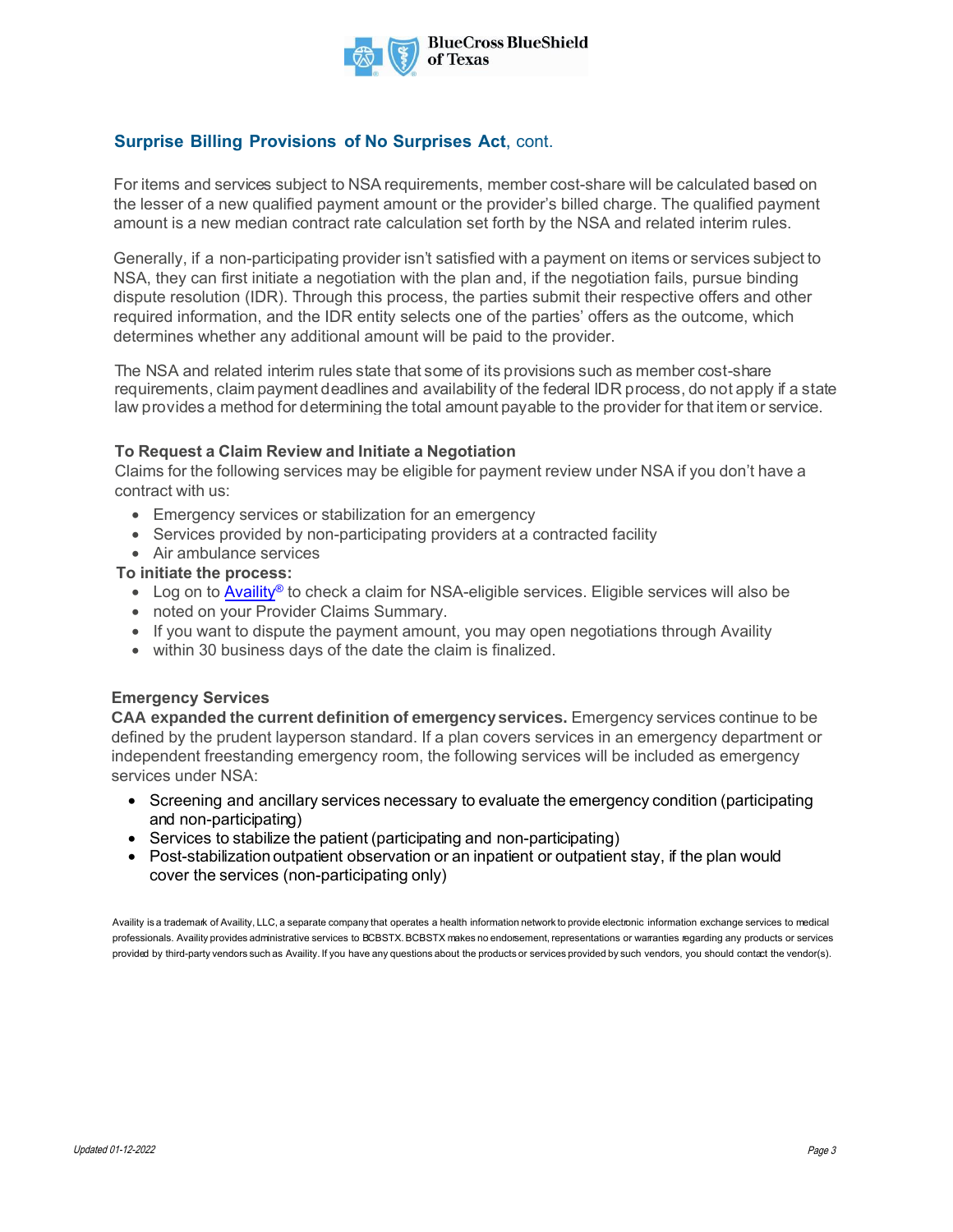## **Surprise Billing Provisions of No Surprises Act**, cont.

For items and services subject to NSA requirements, member cost-share will be calculated based on the lesser of a new qualified payment amount or the provider's billed charge. The qualified payment amount is a new median contract rate calculation set forth by the NSA and related interim rules.

Generally, if a non-participating provider isn't satisfied with a payment on items or services subject to NSA, they can first initiate a negotiation with the plan and, if the negotiation fails, pursue binding dispute resolution (IDR). Through this process, the parties submit their respective offers and other required information, and the IDR entity selects one of the parties' offers as the outcome, which determines whether any additional amount will be paid to the provider.

The NSA and related interim rules state that some of its provisions such as member cost-share requirements, claim payment deadlines and availability of the federal IDR process, do not apply if a state law provides a method for determining the total amount payable to the provider for that item or service.

### To Request a Claim Review and Initiate a Negotiation

Claims for the following services may be eligible for payment review under NSA if you don't have a contract with us:

- Emergency services or stabilization for an emergency
- Services provided by non-participating providers at a contracted facility
- Air ambulance services

**To initiate the process:**

- Log on to Availity® to check a claim for NSA-eligible services. Eligible services will also be
- noted on your Provider Claims Summary.
- If you want to dispute the payment amount, you may open negotiations through Availity
- within 30 business days of the date the claim is finalized.

### Emergency Services

**CAA expanded the current definition of emergency services.** Emergency services continue to be defined by the prudent layperson standard. If a plan covers services in an emergency department or independent freestanding emergency room, the following services will be included as emergency services under NSA:

- Screening and ancillary services necessary to evaluate the emergency condition (participating and non-participating)
- Services to stabilize the patient (participating and non-participating)
- Post-stabilization outpatient observation or an inpatient or outpatient stay, if the plan would cover the services (non-participating only)

Availity is a trademark of Availity, LLC, a separate company that operates a health information network to provide electronic information exchange services to medical professionals. Availity provides administrative services to BCBSTX. BCBSTX makes no endorsement, representations or warranties regarding any products or services provided by third-party vendors such as Availity. If you have any questions about the products or services provided by such vendors, you should contact the vendor(s).

*Updated 01-12-2022*